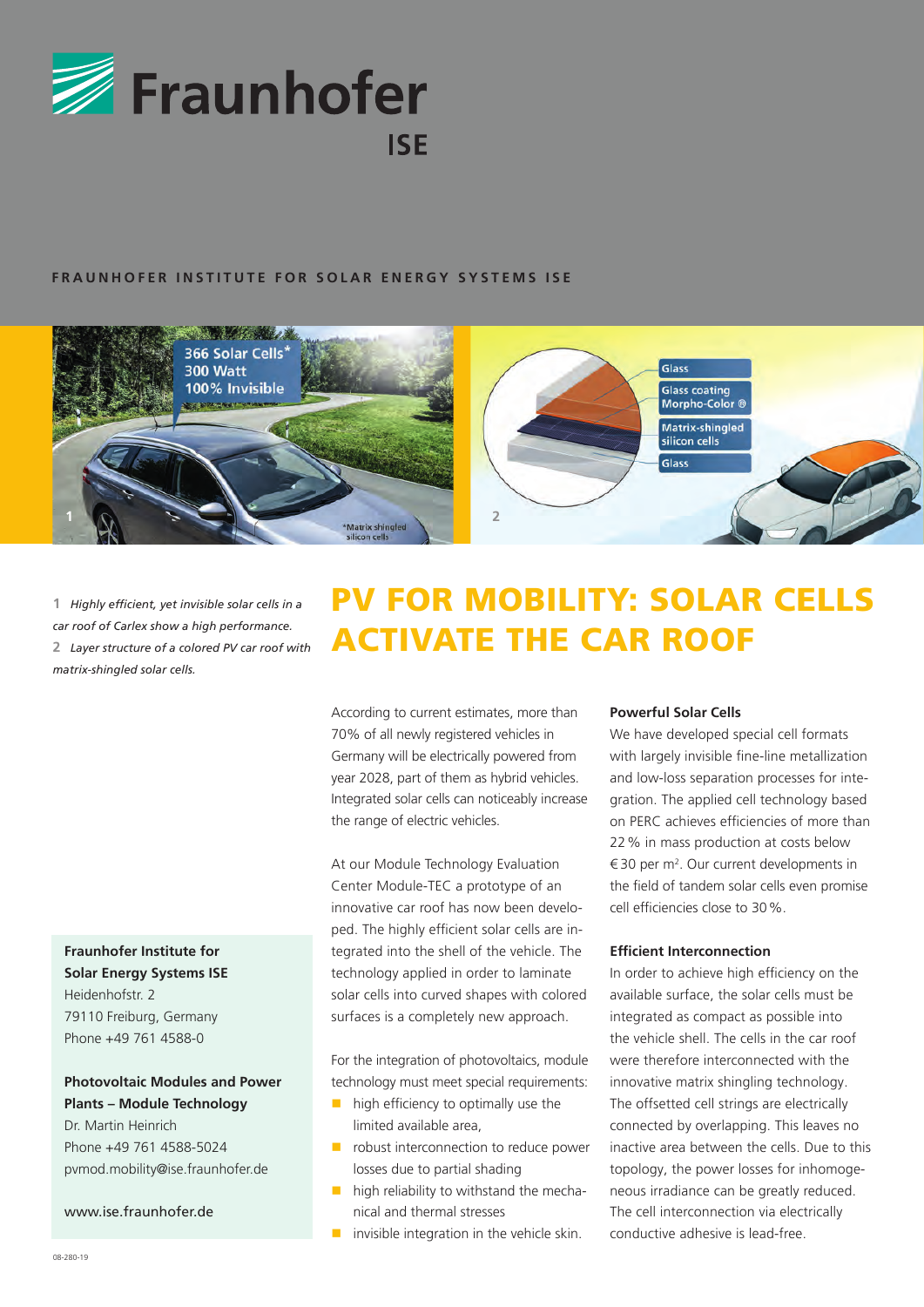# Fraunhofer ISE

FRAUNHOFER INSTITUTE FOR SOLAR ENERGY SYSTEMS ISE

**1** *Highly efficient, yet invisible solar cells in a car roof of Carlex show a high performance.*
**2** *Layer structure of a colored PV car roof with matrix-shingled solar cells.*

# PV FOR MOBILITY: SOLAR CELLS ACTIVATE THE CAR ROOF

According to current estimates, more than 70% of all newly registered vehicles in Germany will be electrically powered from year 2028, part of them as hybrid vehicles. Integrated solar cells can noticeably increase the range of electric vehicles.

At our Module Technology Evaluation Center Module-TEC a prototype of an innovative car roof has now been developed. The highly efficient solar cells are integrated into the shell of the vehicle. The technology applied in order to laminate solar cells into curved shapes with colored surfaces is a completely new approach.

For the integration of photovoltaics, module technology must meet special requirements:

- high efficiency to optimally use the limited available area,
- robust interconnection to reduce power losses due to partial shading
- high reliability to withstand the mechanical and thermal stresses
- invisible integration in the vehicle skin.

### Powerful Solar Cells

We have developed special cell formats with largely invisible fine-line metallization and low-loss separation processes for integration. The applied cell technology based on PERC achieves efficiencies of more than 22 % in mass production at costs below € 30 per m². Our current developments in the field of tandem solar cells even promise cell efficiencies close to 30 %.

### Efficient Interconnection

In order to achieve high efficiency on the available surface, the solar cells must be integrated as compact as possible into the vehicle shell. The cells in the car roof were therefore interconnected with the innovative matrix shingling technology. The offsetted cell strings are electrically connected by overlapping. This leaves no inactive area between the cells. Due to this topology, the power losses for inhomogeneous irradiance can be greatly reduced. The cell interconnection via electrically conductive adhesive is lead-free.

**Fraunhofer Institute for Solar Energy Systems ISE**
Heidenhofstr. 2
79110 Freiburg, Germany
Phone +49 761 4588-0

**Photovoltaic Modules and Power Plants – Module Technology**
Dr. Martin Heinrich
Phone +49 761 4588-5024
pvmod.mobility@ise.fraunhofer.de

www.ise.fraunhofer.de

08-280-19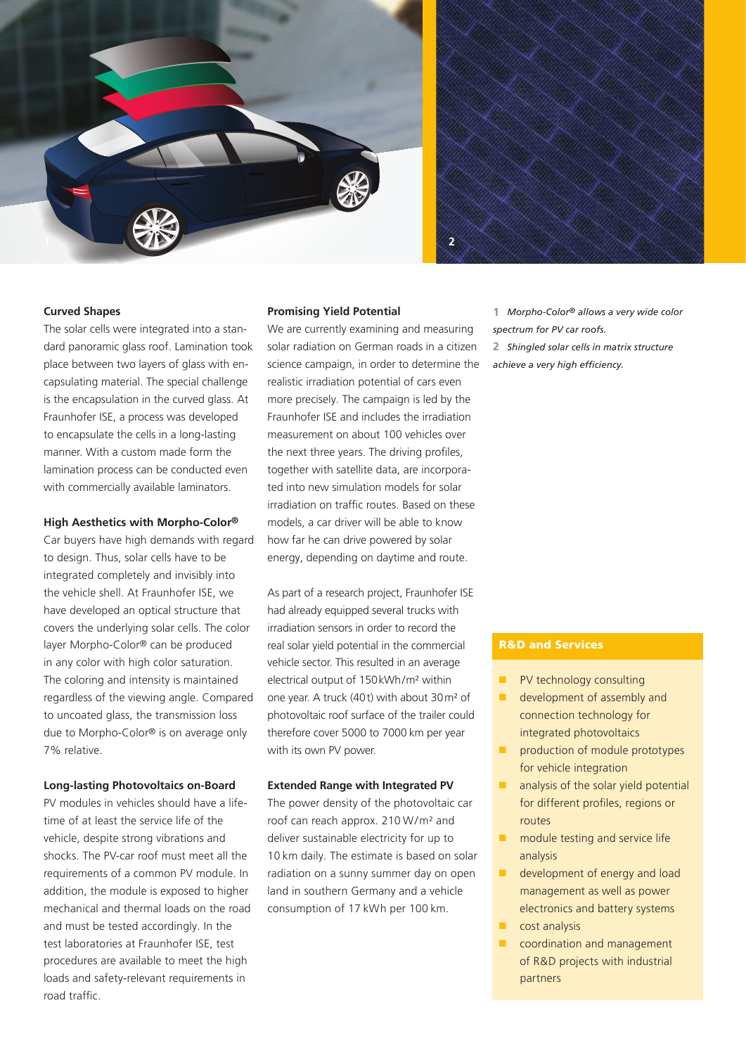### Curved Shapes

The solar cells were integrated into a standard panoramic glass roof. Lamination took place between two layers of glass with encapsulating material. The special challenge is the encapsulation in the curved glass. At Fraunhofer ISE, a process was developed to encapsulate the cells in a long-lasting manner. With a custom made form the lamination process can be conducted even with commercially available laminators.

### High Aesthetics with Morpho-Color®

Car buyers have high demands with regard to design. Thus, solar cells have to be integrated completely and invisibly into the vehicle shell. At Fraunhofer ISE, we have developed an optical structure that covers the underlying solar cells. The color layer Morpho-Color® can be produced in any color with high color saturation. The coloring and intensity is maintained regardless of the viewing angle. Compared to uncoated glass, the transmission loss due to Morpho-Color® is on average only 7% relative.

### Long-lasting Photovoltaics on-Board

PV modules in vehicles should have a lifetime of at least the service life of the vehicle, despite strong vibrations and shocks. The PV-car roof must meet all the requirements of a common PV module. In addition, the module is exposed to higher mechanical and thermal loads on the road and must be tested accordingly. In the test laboratories at Fraunhofer ISE, test procedures are available to meet the high loads and safety-relevant requirements in road traffic.

### Promising Yield Potential

We are currently examining and measuring solar radiation on German roads in a citizen science campaign, in order to determine the realistic irradiation potential of cars even more precisely. The campaign is led by the Fraunhofer ISE and includes the irradiation measurement on about 100 vehicles over the next three years. The driving profiles, together with satellite data, are incorporated into new simulation models for solar irradiation on traffic routes. Based on these models, a car driver will be able to know how far he can drive powered by solar energy, depending on daytime and route.

As part of a research project, Fraunhofer ISE had already equipped several trucks with irradiation sensors in order to record the real solar yield potential in the commercial vehicle sector. This resulted in an average electrical output of 150 kWh/m² within one year. A truck (40 t) with about 30 m² of photovoltaic roof surface of the trailer could therefore cover 5000 to 7000 km per year with its own PV power.

### Extended Range with Integrated PV

The power density of the photovoltaic car roof can reach approx. 210 W/m² and deliver sustainable electricity for up to 10 km daily. The estimate is based on solar radiation on a sunny summer day on open land in southern Germany and a vehicle consumption of 17 kWh per 100 km.

1 *Morpho-Color® allows a very wide color spectrum for PV car roofs.*

2 *Shingled solar cells in matrix structure achieve a very high efficiency.*

### R&D and Services

- PV technology consulting
- development of assembly and connection technology for integrated photovoltaics
- production of module prototypes for vehicle integration
- analysis of the solar yield potential for different profiles, regions or routes
- module testing and service life analysis
- development of energy and load management as well as power electronics and battery systems
- cost analysis
- coordination and management of R&D projects with industrial partners